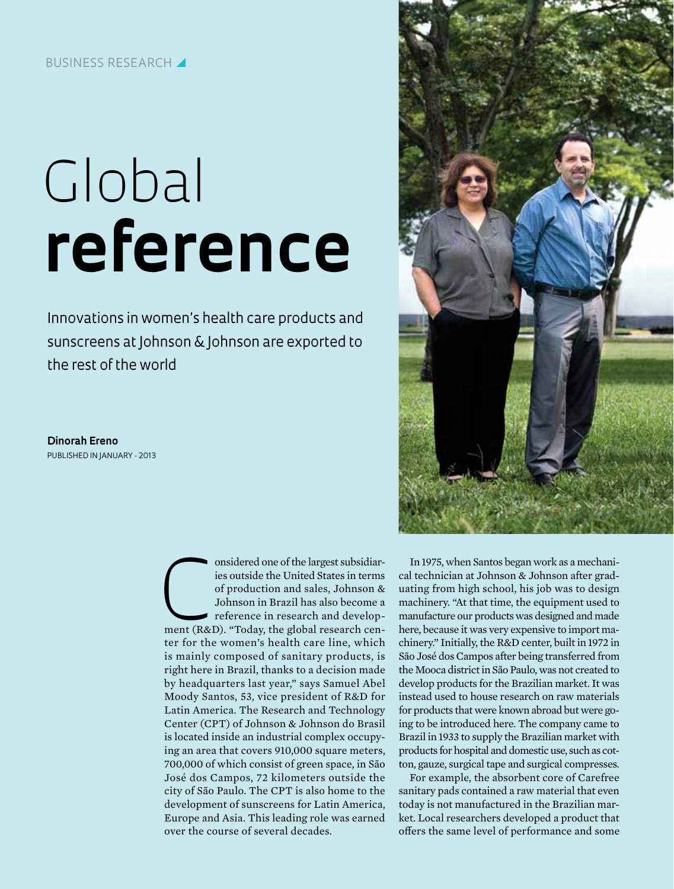BUSINESS RESEARCH

# Global **reference**

Innovations in women's health care products and sunscreens at Johnson & Johnson are exported to the rest of the world

**Dinorah Ereno**
PUBLISHED IN JANUARY - 2013

Considered one of the largest subsidiaries outside the United States in terms of production and sales, Johnson & Johnson in Brazil has also become a reference in research and development (R&D). "Today, the global research center for the women's health care line, which is mainly composed of sanitary products, is right here in Brazil, thanks to a decision made by headquarters last year," says Samuel Abel Moody Santos, 53, vice president of R&D for Latin America. The Research and Technology Center (CPT) of Johnson & Johnson do Brasil is located inside an industrial complex occupying an area that covers 910,000 square meters, 700,000 of which consist of green space, in São José dos Campos, 72 kilometers outside the city of São Paulo. The CPT is also home to the development of sunscreens for Latin America, Europe and Asia. This leading role was earned over the course of several decades.

In 1975, when Santos began work as a mechanical technician at Johnson & Johnson after graduating from high school, his job was to design machinery. "At that time, the equipment used to manufacture our products was designed and made here, because it was very expensive to import machinery." Initially, the R&D center, built in 1972 in São José dos Campos after being transferred from the Mooca district in São Paulo, was not created to develop products for the Brazilian market. It was instead used to house research on raw materials for products that were known abroad but were going to be introduced here. The company came to Brazil in 1933 to supply the Brazilian market with products for hospital and domestic use, such as cotton, gauze, surgical tape and surgical compresses.

For example, the absorbent core of Carefree sanitary pads contained a raw material that even today is not manufactured in the Brazilian market. Local researchers developed a product that offers the same level of performance and some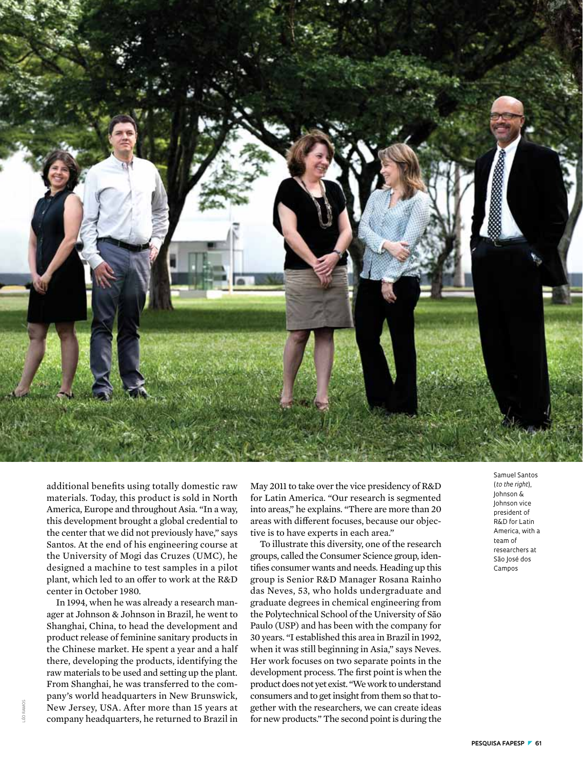additional benefits using totally domestic raw materials. Today, this product is sold in North America, Europe and throughout Asia. "In a way, this development brought a global credential to the center that we did not previously have," says Santos. At the end of his engineering course at the University of Mogi das Cruzes (UMC), he designed a machine to test samples in a pilot plant, which led to an offer to work at the R&D center in October 1980.

In 1994, when he was already a research manager at Johnson & Johnson in Brazil, he went to Shanghai, China, to head the development and product release of feminine sanitary products in the Chinese market. He spent a year and a half there, developing the products, identifying the raw materials to be used and setting up the plant. From Shanghai, he was transferred to the company's world headquarters in New Brunswick, New Jersey, USA. After more than 15 years at company headquarters, he returned to Brazil in May 2011 to take over the vice presidency of R&D for Latin America. "Our research is segmented into areas," he explains. "There are more than 20 areas with different focuses, because our objective is to have experts in each area."

To illustrate this diversity, one of the research groups, called the Consumer Science group, identifies consumer wants and needs. Heading up this group is Senior R&D Manager Rosana Rainho das Neves, 53, who holds undergraduate and graduate degrees in chemical engineering from the Polytechnical School of the University of São Paulo (USP) and has been with the company for 30 years. "I established this area in Brazil in 1992, when it was still beginning in Asia," says Neves. Her work focuses on two separate points in the development process. The first point is when the product does not yet exist. "We work to understand consumers and to get insight from them so that together with the researchers, we can create ideas for new products." The second point is during the

Samuel Santos (*to the right*), Johnson & Johnson vice president of R&D for Latin America, with a team of researchers at São José dos Campos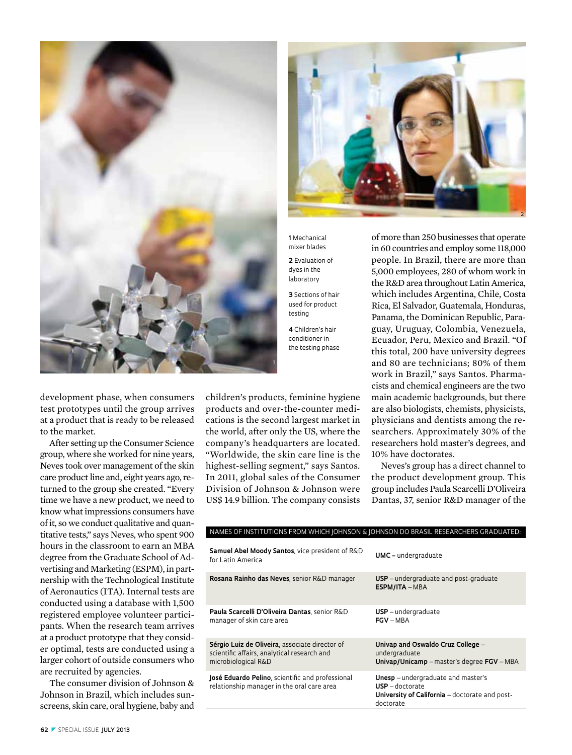1 Mechanical mixer blades

2 Evaluation of dyes in the laboratory

3 Sections of hair used for product testing

4 Children's hair conditioner in the testing phase

development phase, when consumers test prototypes until the group arrives at a product that is ready to be released to the market.

After setting up the Consumer Science group, where she worked for nine years, Neves took over management of the skin care product line and, eight years ago, returned to the group she created. "Every time we have a new product, we need to know what impressions consumers have of it, so we conduct qualitative and quantitative tests," says Neves, who spent 900 hours in the classroom to earn an MBA degree from the Graduate School of Advertising and Marketing (ESPM), in partnership with the Technological Institute of Aeronautics (ITA). Internal tests are conducted using a database with 1,500 registered employee volunteer participants. When the research team arrives at a product prototype that they consider optimal, tests are conducted using a larger cohort of outside consumers who are recruited by agencies.

The consumer division of Johnson & Johnson in Brazil, which includes sunscreens, skin care, oral hygiene, baby and children's products, feminine hygiene products and over-the-counter medications is the second largest market in the world, after only the US, where the company's headquarters are located. "Worldwide, the skin care line is the highest-selling segment," says Santos. In 2011, global sales of the Consumer Division of Johnson & Johnson were US$ 14.9 billion. The company consists of more than 250 businesses that operate in 60 countries and employ some 118,000 people. In Brazil, there are more than 5,000 employees, 280 of whom work in the R&D area throughout Latin America, which includes Argentina, Chile, Costa Rica, El Salvador, Guatemala, Honduras, Panama, the Dominican Republic, Paraguay, Uruguay, Colombia, Venezuela, Ecuador, Peru, Mexico and Brazil. "Of this total, 200 have university degrees and 80 are technicians; 80% of them work in Brazil," says Santos. Pharmacists and chemical engineers are the two main academic backgrounds, but there are also biologists, chemists, physicists, physicians and dentists among the researchers. Approximately 30% of the researchers hold master's degrees, and 10% have doctorates.

Neves's group has a direct channel to the product development group. This group includes Paula Scarcelli D'Oliveira Dantas, 37, senior R&D manager of the

NAMES OF INSTITUTIONS FROM WHICH JOHNSON & JOHNSON DO BRASIL RESEARCHERS GRADUATED:

| Name | Institutions |
|---|---|
| **Samuel Abel Moody Santos**, vice president of R&D for Latin America | **UMC –** undergraduate |
| **Rosana Rainho das Neves**, senior R&D manager | **USP** – undergraduate and post-graduate<br>**ESPM/ITA** – MBA |
| **Paula Scarcelli D'Oliveira Dantas**, senior R&D manager of skin care area | **USP** – undergraduate<br>**FGV** – MBA |
| **Sérgio Luiz de Oliveira**, associate director of scientific affairs, analytical research and microbiological R&D | **Univap and Oswaldo Cruz College** – undergraduate<br>**Univap/Unicamp** – master's degree **FGV** – MBA |
| **José Eduardo Pelino**, scientific and professional relationship manager in the oral care area | **Unesp** – undergraduate and master's<br>**USP** – doctorate<br>**University of California** – doctorate and post-doctorate |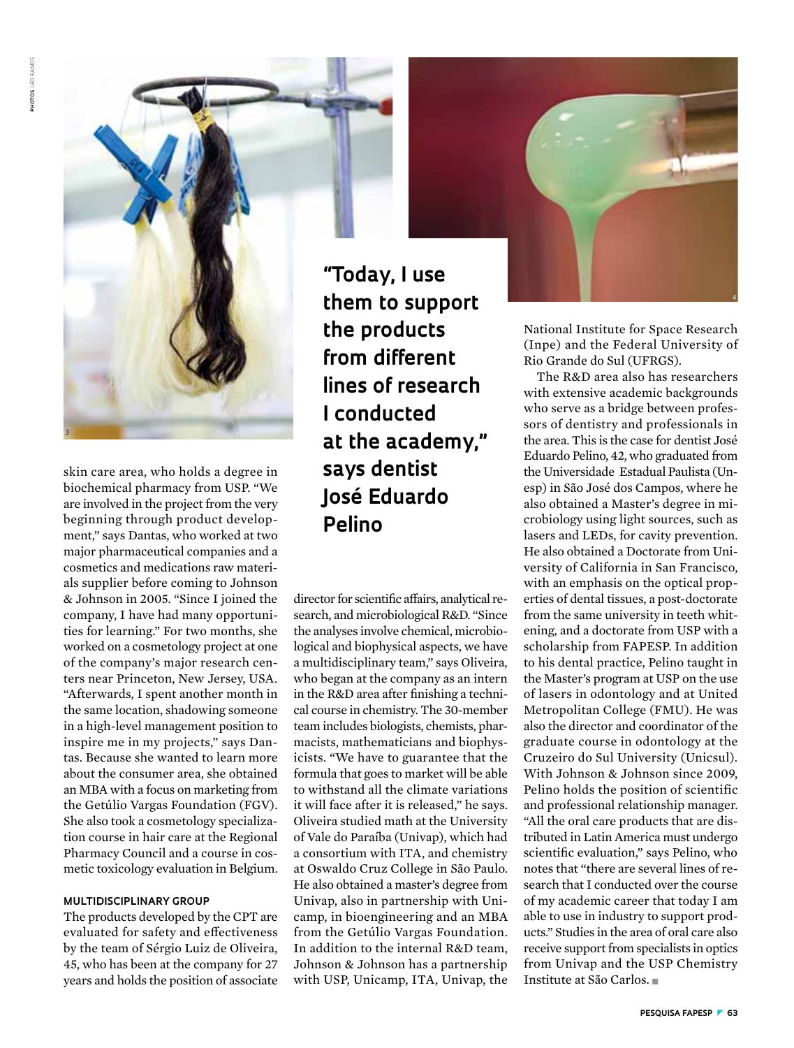skin care area, who holds a degree in biochemical pharmacy from USP. "We are involved in the project from the very beginning through product development," says Dantas, who worked at two major pharmaceutical companies and a cosmetics and medications raw materials supplier before coming to Johnson & Johnson in 2005. "Since I joined the company, I have had many opportunities for learning." For two months, she worked on a cosmetology project at one of the company's major research centers near Princeton, New Jersey, USA. "Afterwards, I spent another month in the same location, shadowing someone in a high-level management position to inspire me in my projects," says Dantas. Because she wanted to learn more about the consumer area, she obtained an MBA with a focus on marketing from the Getúlio Vargas Foundation (FGV). She also took a cosmetology specialization course in hair care at the Regional Pharmacy Council and a course in cosmetic toxicology evaluation in Belgium.

**"Today, I use them to support the products from different lines of research I conducted at the academy," says dentist José Eduardo Pelino**

### MULTIDISCIPLINARY GROUP

The products developed by the CPT are evaluated for safety and effectiveness by the team of Sérgio Luiz de Oliveira, 45, who has been at the company for 27 years and holds the position of associate director for scientific affairs, analytical research, and microbiological R&D. "Since the analyses involve chemical, microbiological and biophysical aspects, we have a multidisciplinary team," says Oliveira, who began at the company as an intern in the R&D area after finishing a technical course in chemistry. The 30-member team includes biologists, chemists, pharmacists, mathematicians and biophysicists. "We have to guarantee that the formula that goes to market will be able to withstand all the climate variations it will face after it is released," he says. Oliveira studied math at the University of Vale do Paraíba (Univap), which had a consortium with ITA, and chemistry at Oswaldo Cruz College in São Paulo. He also obtained a master's degree from Univap, also in partnership with Unicamp, in bioengineering and an MBA from the Getúlio Vargas Foundation. In addition to the internal R&D team, Johnson & Johnson has a partnership with USP, Unicamp, ITA, Univap, the National Institute for Space Research (Inpe) and the Federal University of Rio Grande do Sul (UFRGS).

The R&D area also has researchers with extensive academic backgrounds who serve as a bridge between professors of dentistry and professionals in the area. This is the case for dentist José Eduardo Pelino, 42, who graduated from the Universidade Estadual Paulista (Unesp) in São José dos Campos, where he also obtained a Master's degree in microbiology using light sources, such as lasers and LEDs, for cavity prevention. He also obtained a Doctorate from University of California in San Francisco, with an emphasis on the optical properties of dental tissues, a post-doctorate from the same university in teeth whitening, and a doctorate from USP with a scholarship from FAPESP. In addition to his dental practice, Pelino taught in the Master's program at USP on the use of lasers in odontology and at United Metropolitan College (FMU). He was also the director and coordinator of the graduate course in odontology at the Cruzeiro do Sul University (Unicsul). With Johnson & Johnson since 2009, Pelino holds the position of scientific and professional relationship manager. "All the oral care products that are distributed in Latin America must undergo scientific evaluation," says Pelino, who notes that "there are several lines of research that I conducted over the course of my academic career that today I am able to use in industry to support products." Studies in the area of oral care also receive support from specialists in optics from Univap and the USP Chemistry Institute at São Carlos. ■